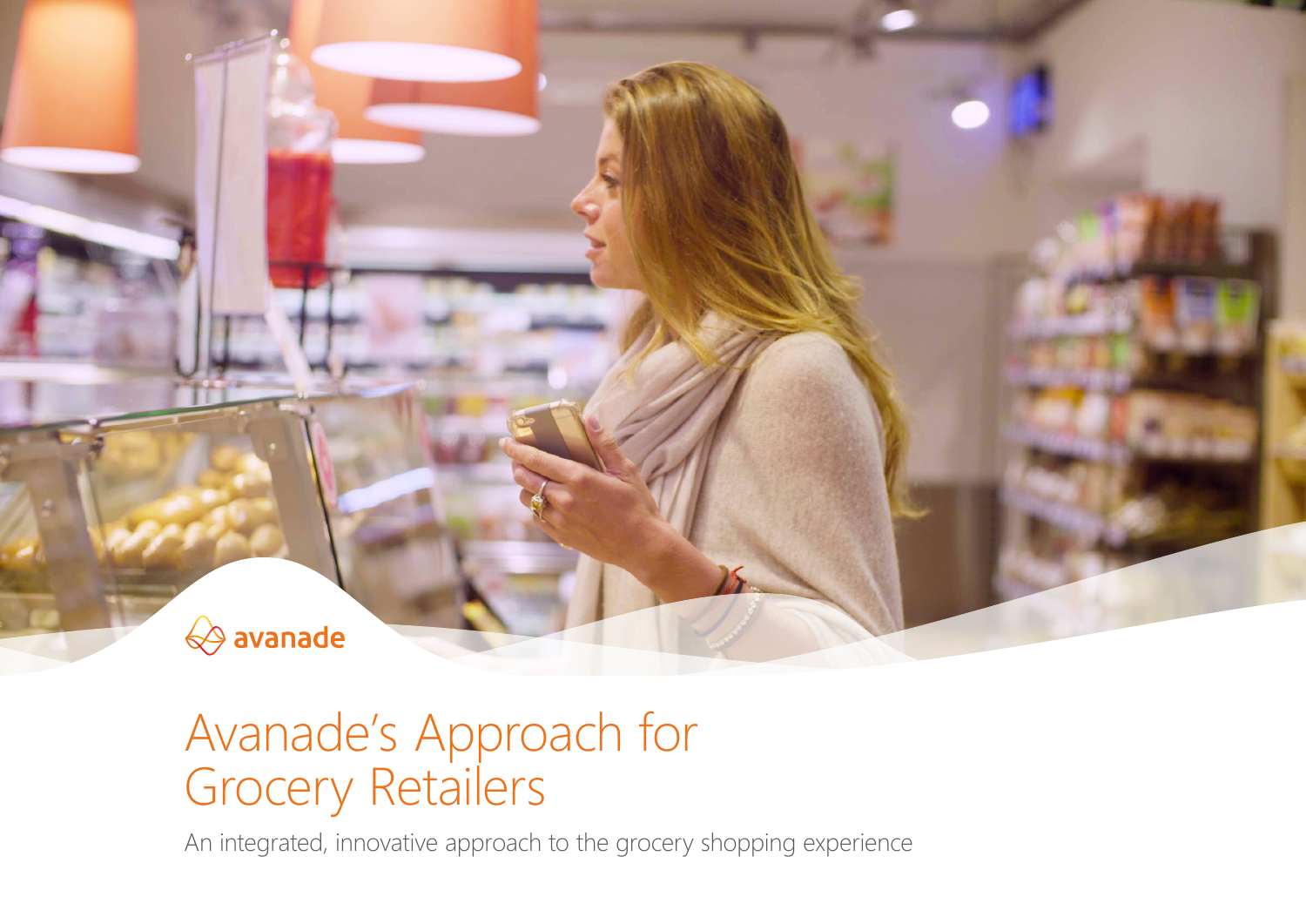avanade

# Avanade's Approach for Grocery Retailers

An integrated, innovative approach to the grocery shopping experience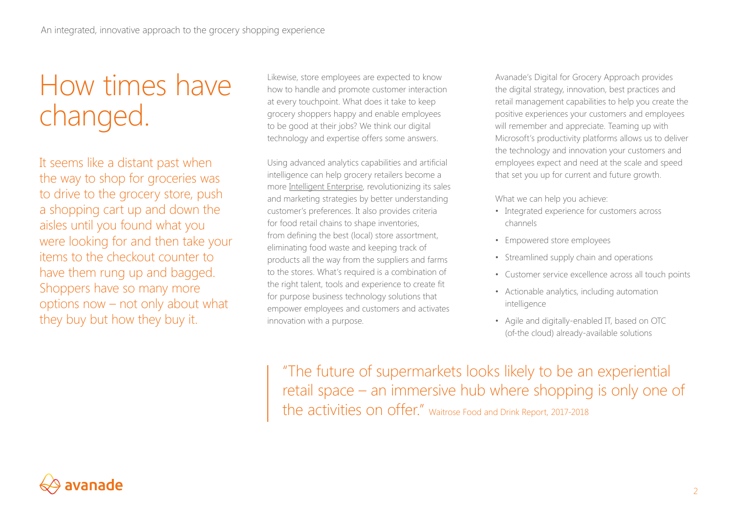# How times have changed.

It seems like a distant past when the way to shop for groceries was to drive to the grocery store, push a shopping cart up and down the aisles until you found what you were looking for and then take your items to the checkout counter to have them rung up and bagged. Shoppers have so many more options now – not only about what they buy but how they buy it.

Likewise, store employees are expected to know how to handle and promote customer interaction at every touchpoint. What does it take to keep grocery shoppers happy and enable employees to be good at their jobs? We think our digital technology and expertise offers some answers.

Using advanced analytics capabilities and artificial intelligence can help grocery retailers become a more Intelligent Enterprise, revolutionizing its sales and marketing strategies by better understanding customer's preferences. It also provides criteria for food retail chains to shape inventories, from defining the best (local) store assortment, eliminating food waste and keeping track of products all the way from the suppliers and farms to the stores. What's required is a combination of the right talent, tools and experience to create fit for purpose business technology solutions that empower employees and customers and activates innovation with a purpose.

Avanade's Digital for Grocery Approach provides the digital strategy, innovation, best practices and retail management capabilities to help you create the positive experiences your customers and employees will remember and appreciate. Teaming up with Microsoft's productivity platforms allows us to deliver the technology and innovation your customers and employees expect and need at the scale and speed that set you up for current and future growth.

What we can help you achieve:

- Integrated experience for customers across channels
- Empowered store employees
- Streamlined supply chain and operations
- Customer service excellence across all touch points
- Actionable analytics, including automation intelligence
- Agile and digitally-enabled IT, based on OTC (of-the cloud) already-available solutions

> "The future of supermarkets looks likely to be an experiential retail space – an immersive hub where shopping is only one of the activities on offer." Waitrose Food and Drink Report, 2017-2018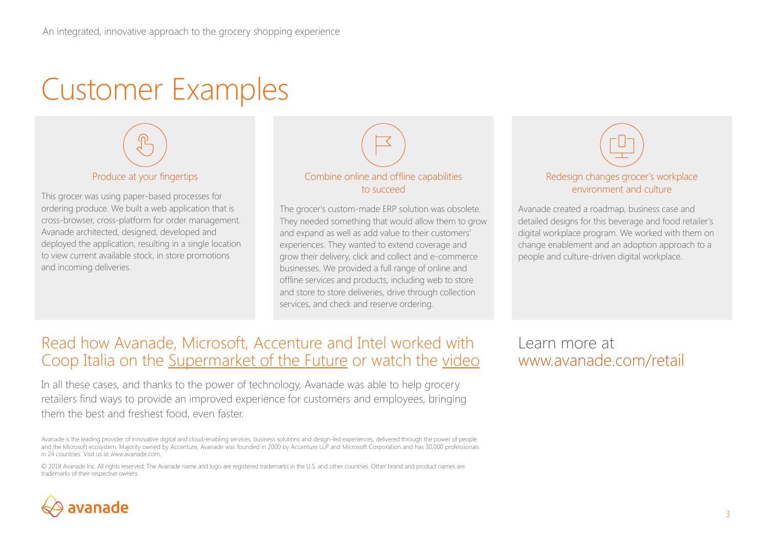# Customer Examples

### Produce at your fingertips

This grocer was using paper-based processes for ordering produce. We built a web application that is cross-browser, cross-platform for order management. Avanade architected, designed, developed and deployed the application, resulting in a single location to view current available stock, in store promotions and incoming deliveries.

### Combine online and offline capabilities to succeed

The grocer's custom-made ERP solution was obsolete. They needed something that would allow them to grow and expand as well as add value to their customers' experiences. They wanted to extend coverage and grow their delivery, click and collect and e-commerce businesses. We provided a full range of online and offline services and products, including web to store and store to store deliveries, drive through collection services, and check and reserve ordering.

### Redesign changes grocer's workplace environment and culture

Avanade created a roadmap, business case and detailed designs for this beverage and food retailer's digital workplace program. We worked with them on change enablement and an adoption approach to a people and culture-driven digital workplace.

## Read how Avanade, Microsoft, Accenture and Intel worked with Coop Italia on the Supermarket of the Future or watch the video

In all these cases, and thanks to the power of technology, Avanade was able to help grocery retailers find ways to provide an improved experience for customers and employees, bringing them the best and freshest food, even faster.

## Learn more at www.avanade.com/retail

Avanade is the leading provider of innovative digital and cloud-enabling services, business solutions and design-led experiences, delivered through the power of people and the Microsoft ecosystem. Majority owned by Accenture, Avanade was founded in 2000 by Accenture LLP and Microsoft Corporation and has 30,000 professionals in 24 countries. Visit us at www.avanade.com.

© 2018 Avanade Inc. All rights reserved. The Avanade name and logo are registered trademarks in the U.S. and other countries. Other brand and product names are trademarks of their respective owners.

avanade